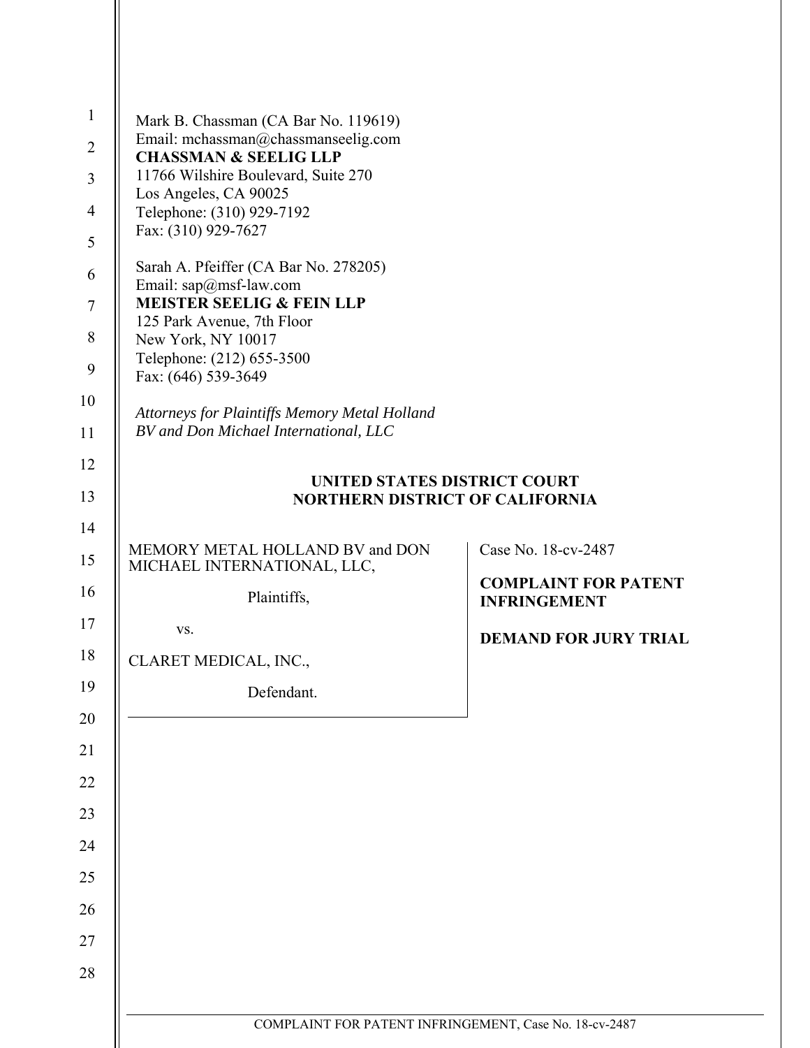Mark B. Chassman (CA Bar No. 119619)
Email: mchassman@chassmanseelig.com
**CHASSMAN & SEELIG LLP**
11766 Wilshire Boulevard, Suite 270
Los Angeles, CA 90025
Telephone: (310) 929-7192
Fax: (310) 929-7627

Sarah A. Pfeiffer (CA Bar No. 278205)
Email: sap@msf-law.com
**MEISTER SEELIG & FEIN LLP**
125 Park Avenue, 7th Floor
New York, NY 10017
Telephone: (212) 655-3500
Fax: (646) 539-3649

*Attorneys for Plaintiffs Memory Metal Holland BV and Don Michael International, LLC*

**UNITED STATES DISTRICT COURT**
**NORTHERN DISTRICT OF CALIFORNIA**

| | |
|---|---|
| MEMORY METAL HOLLAND BV and DON MICHAEL INTERNATIONAL, LLC,<br><br>Plaintiffs,<br><br>vs.<br><br>CLARET MEDICAL, INC.,<br><br>Defendant. | Case No. 18-cv-2487<br><br>**COMPLAINT FOR PATENT INFRINGEMENT**<br><br>**DEMAND FOR JURY TRIAL** |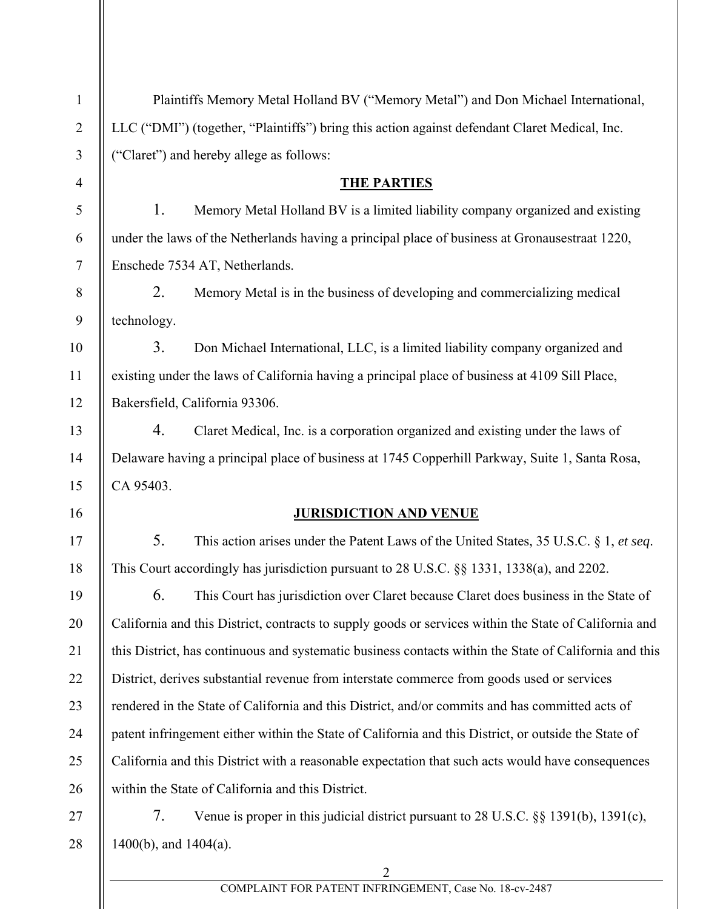Plaintiffs Memory Metal Holland BV ("Memory Metal") and Don Michael International, LLC ("DMI") (together, "Plaintiffs") bring this action against defendant Claret Medical, Inc. ("Claret") and hereby allege as follows:

## THE PARTIES

1. Memory Metal Holland BV is a limited liability company organized and existing under the laws of the Netherlands having a principal place of business at Gronausestraat 1220, Enschede 7534 AT, Netherlands.

2. Memory Metal is in the business of developing and commercializing medical technology.

3. Don Michael International, LLC, is a limited liability company organized and existing under the laws of California having a principal place of business at 4109 Sill Place, Bakersfield, California 93306.

4. Claret Medical, Inc. is a corporation organized and existing under the laws of Delaware having a principal place of business at 1745 Copperhill Parkway, Suite 1, Santa Rosa, CA 95403.

## JURISDICTION AND VENUE

5. This action arises under the Patent Laws of the United States, 35 U.S.C. § 1, *et seq*. This Court accordingly has jurisdiction pursuant to 28 U.S.C. §§ 1331, 1338(a), and 2202.

6. This Court has jurisdiction over Claret because Claret does business in the State of California and this District, contracts to supply goods or services within the State of California and this District, has continuous and systematic business contacts within the State of California and this District, derives substantial revenue from interstate commerce from goods used or services rendered in the State of California and this District, and/or commits and has committed acts of patent infringement either within the State of California and this District, or outside the State of California and this District with a reasonable expectation that such acts would have consequences within the State of California and this District.

7. Venue is proper in this judicial district pursuant to 28 U.S.C. §§ 1391(b), 1391(c), 1400(b), and 1404(a).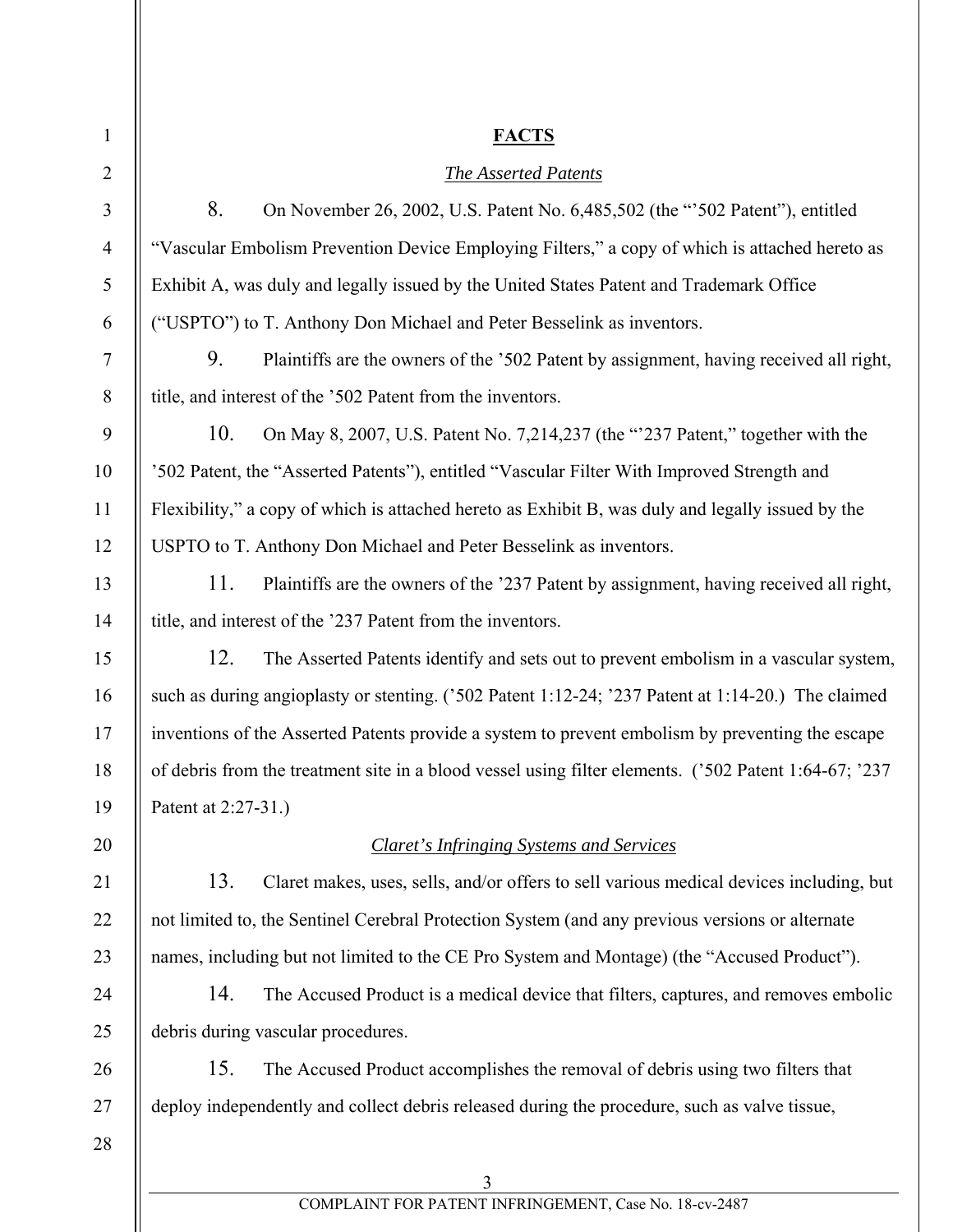## FACTS

### *The Asserted Patents*

8. On November 26, 2002, U.S. Patent No. 6,485,502 (the "'502 Patent"), entitled "Vascular Embolism Prevention Device Employing Filters," a copy of which is attached hereto as Exhibit A, was duly and legally issued by the United States Patent and Trademark Office ("USPTO") to T. Anthony Don Michael and Peter Besselink as inventors.

9. Plaintiffs are the owners of the '502 Patent by assignment, having received all right, title, and interest of the '502 Patent from the inventors.

10. On May 8, 2007, U.S. Patent No. 7,214,237 (the "'237 Patent," together with the '502 Patent, the "Asserted Patents"), entitled "Vascular Filter With Improved Strength and Flexibility," a copy of which is attached hereto as Exhibit B, was duly and legally issued by the USPTO to T. Anthony Don Michael and Peter Besselink as inventors.

11. Plaintiffs are the owners of the '237 Patent by assignment, having received all right, title, and interest of the '237 Patent from the inventors.

12. The Asserted Patents identify and sets out to prevent embolism in a vascular system, such as during angioplasty or stenting. ('502 Patent 1:12-24; '237 Patent at 1:14-20.) The claimed inventions of the Asserted Patents provide a system to prevent embolism by preventing the escape of debris from the treatment site in a blood vessel using filter elements. ('502 Patent 1:64-67; '237 Patent at 2:27-31.)

### *Claret's Infringing Systems and Services*

13. Claret makes, uses, sells, and/or offers to sell various medical devices including, but not limited to, the Sentinel Cerebral Protection System (and any previous versions or alternate names, including but not limited to the CE Pro System and Montage) (the "Accused Product").

14. The Accused Product is a medical device that filters, captures, and removes embolic debris during vascular procedures.

15. The Accused Product accomplishes the removal of debris using two filters that deploy independently and collect debris released during the procedure, such as valve tissue,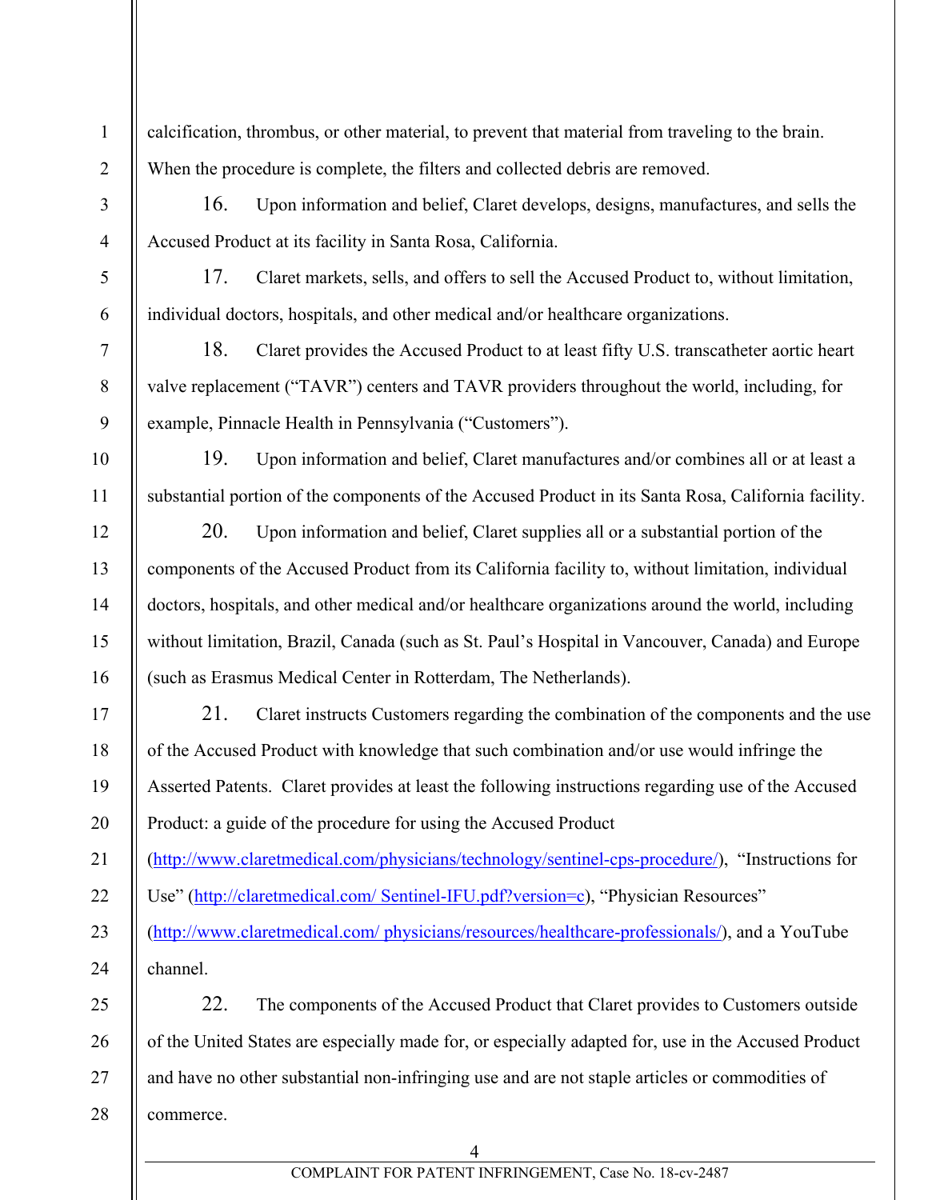calcification, thrombus, or other material, to prevent that material from traveling to the brain. When the procedure is complete, the filters and collected debris are removed.

16. Upon information and belief, Claret develops, designs, manufactures, and sells the Accused Product at its facility in Santa Rosa, California.

17. Claret markets, sells, and offers to sell the Accused Product to, without limitation, individual doctors, hospitals, and other medical and/or healthcare organizations.

18. Claret provides the Accused Product to at least fifty U.S. transcatheter aortic heart valve replacement ("TAVR") centers and TAVR providers throughout the world, including, for example, Pinnacle Health in Pennsylvania ("Customers").

19. Upon information and belief, Claret manufactures and/or combines all or at least a substantial portion of the components of the Accused Product in its Santa Rosa, California facility.

20. Upon information and belief, Claret supplies all or a substantial portion of the components of the Accused Product from its California facility to, without limitation, individual doctors, hospitals, and other medical and/or healthcare organizations around the world, including without limitation, Brazil, Canada (such as St. Paul's Hospital in Vancouver, Canada) and Europe (such as Erasmus Medical Center in Rotterdam, The Netherlands).

21. Claret instructs Customers regarding the combination of the components and the use of the Accused Product with knowledge that such combination and/or use would infringe the Asserted Patents. Claret provides at least the following instructions regarding use of the Accused Product: a guide of the procedure for using the Accused Product (http://www.claretmedical.com/physicians/technology/sentinel-cps-procedure/), "Instructions for Use" (http://claretmedical.com/ Sentinel-IFU.pdf?version=c), "Physician Resources" (http://www.claretmedical.com/ physicians/resources/healthcare-professionals/), and a YouTube channel.

22. The components of the Accused Product that Claret provides to Customers outside of the United States are especially made for, or especially adapted for, use in the Accused Product and have no other substantial non-infringing use and are not staple articles or commodities of commerce.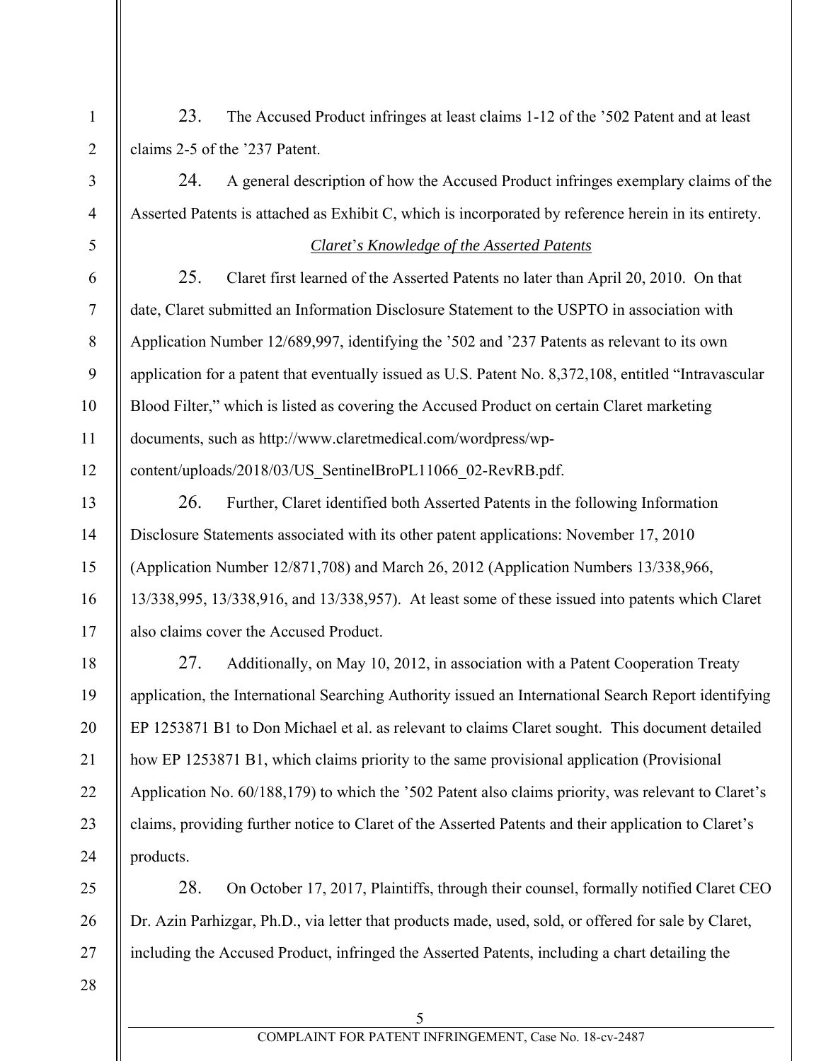23. The Accused Product infringes at least claims 1-12 of the ’502 Patent and at least claims 2-5 of the ’237 Patent.

24. A general description of how the Accused Product infringes exemplary claims of the Asserted Patents is attached as Exhibit C, which is incorporated by reference herein in its entirety.

*Claret’s Knowledge of the Asserted Patents*

25. Claret first learned of the Asserted Patents no later than April 20, 2010. On that date, Claret submitted an Information Disclosure Statement to the USPTO in association with Application Number 12/689,997, identifying the ’502 and ’237 Patents as relevant to its own application for a patent that eventually issued as U.S. Patent No. 8,372,108, entitled “Intravascular Blood Filter,” which is listed as covering the Accused Product on certain Claret marketing documents, such as http://www.claretmedical.com/wordpress/wp-content/uploads/2018/03/US_SentinelBroPL11066_02-RevRB.pdf.

26. Further, Claret identified both Asserted Patents in the following Information Disclosure Statements associated with its other patent applications: November 17, 2010 (Application Number 12/871,708) and March 26, 2012 (Application Numbers 13/338,966, 13/338,995, 13/338,916, and 13/338,957). At least some of these issued into patents which Claret also claims cover the Accused Product.

27. Additionally, on May 10, 2012, in association with a Patent Cooperation Treaty application, the International Searching Authority issued an International Search Report identifying EP 1253871 B1 to Don Michael et al. as relevant to claims Claret sought. This document detailed how EP 1253871 B1, which claims priority to the same provisional application (Provisional Application No. 60/188,179) to which the ’502 Patent also claims priority, was relevant to Claret’s claims, providing further notice to Claret of the Asserted Patents and their application to Claret’s products.

28. On October 17, 2017, Plaintiffs, through their counsel, formally notified Claret CEO Dr. Azin Parhizgar, Ph.D., via letter that products made, used, sold, or offered for sale by Claret, including the Accused Product, infringed the Asserted Patents, including a chart detailing the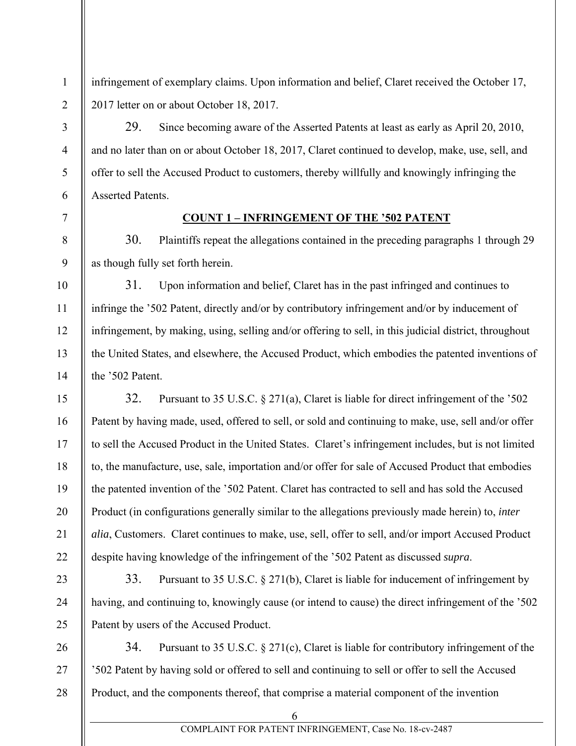infringement of exemplary claims. Upon information and belief, Claret received the October 17, 2017 letter on or about October 18, 2017.

29. Since becoming aware of the Asserted Patents at least as early as April 20, 2010, and no later than on or about October 18, 2017, Claret continued to develop, make, use, sell, and offer to sell the Accused Product to customers, thereby willfully and knowingly infringing the Asserted Patents.

**COUNT 1 – INFRINGEMENT OF THE ’502 PATENT**

30. Plaintiffs repeat the allegations contained in the preceding paragraphs 1 through 29 as though fully set forth herein.

31. Upon information and belief, Claret has in the past infringed and continues to infringe the ’502 Patent, directly and/or by contributory infringement and/or by inducement of infringement, by making, using, selling and/or offering to sell, in this judicial district, throughout the United States, and elsewhere, the Accused Product, which embodies the patented inventions of the ’502 Patent.

32. Pursuant to 35 U.S.C. § 271(a), Claret is liable for direct infringement of the ’502 Patent by having made, used, offered to sell, or sold and continuing to make, use, sell and/or offer to sell the Accused Product in the United States. Claret’s infringement includes, but is not limited to, the manufacture, use, sale, importation and/or offer for sale of Accused Product that embodies the patented invention of the ’502 Patent. Claret has contracted to sell and has sold the Accused Product (in configurations generally similar to the allegations previously made herein) to, *inter alia*, Customers. Claret continues to make, use, sell, offer to sell, and/or import Accused Product despite having knowledge of the infringement of the ’502 Patent as discussed *supra*.

33. Pursuant to 35 U.S.C. § 271(b), Claret is liable for inducement of infringement by having, and continuing to, knowingly cause (or intend to cause) the direct infringement of the ’502 Patent by users of the Accused Product.

34. Pursuant to 35 U.S.C. § 271(c), Claret is liable for contributory infringement of the ’502 Patent by having sold or offered to sell and continuing to sell or offer to sell the Accused Product, and the components thereof, that comprise a material component of the invention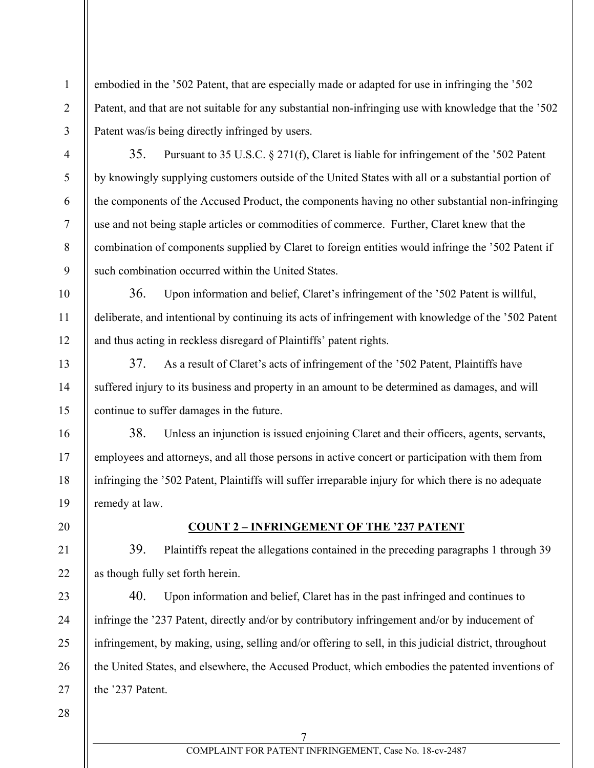embodied in the '502 Patent, that are especially made or adapted for use in infringing the '502 Patent, and that are not suitable for any substantial non-infringing use with knowledge that the '502 Patent was/is being directly infringed by users.

35. Pursuant to 35 U.S.C. § 271(f), Claret is liable for infringement of the '502 Patent by knowingly supplying customers outside of the United States with all or a substantial portion of the components of the Accused Product, the components having no other substantial non-infringing use and not being staple articles or commodities of commerce. Further, Claret knew that the combination of components supplied by Claret to foreign entities would infringe the '502 Patent if such combination occurred within the United States.

36. Upon information and belief, Claret's infringement of the '502 Patent is willful, deliberate, and intentional by continuing its acts of infringement with knowledge of the '502 Patent and thus acting in reckless disregard of Plaintiffs' patent rights.

37. As a result of Claret's acts of infringement of the '502 Patent, Plaintiffs have suffered injury to its business and property in an amount to be determined as damages, and will continue to suffer damages in the future.

38. Unless an injunction is issued enjoining Claret and their officers, agents, servants, employees and attorneys, and all those persons in active concert or participation with them from infringing the '502 Patent, Plaintiffs will suffer irreparable injury for which there is no adequate remedy at law.

**COUNT 2 – INFRINGEMENT OF THE '237 PATENT**

39. Plaintiffs repeat the allegations contained in the preceding paragraphs 1 through 39 as though fully set forth herein.

40. Upon information and belief, Claret has in the past infringed and continues to infringe the '237 Patent, directly and/or by contributory infringement and/or by inducement of infringement, by making, using, selling and/or offering to sell, in this judicial district, throughout the United States, and elsewhere, the Accused Product, which embodies the patented inventions of the '237 Patent.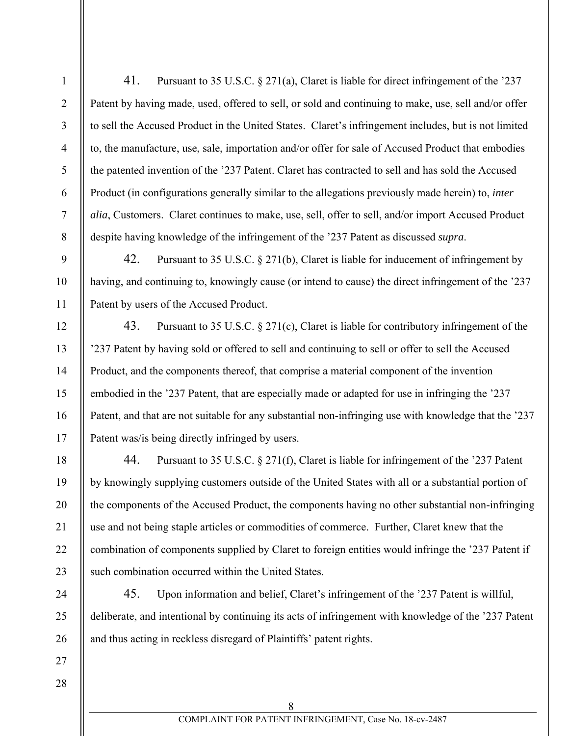41. Pursuant to 35 U.S.C. § 271(a), Claret is liable for direct infringement of the '237 Patent by having made, used, offered to sell, or sold and continuing to make, use, sell and/or offer to sell the Accused Product in the United States. Claret's infringement includes, but is not limited to, the manufacture, use, sale, importation and/or offer for sale of Accused Product that embodies the patented invention of the '237 Patent. Claret has contracted to sell and has sold the Accused Product (in configurations generally similar to the allegations previously made herein) to, *inter alia*, Customers. Claret continues to make, use, sell, offer to sell, and/or import Accused Product despite having knowledge of the infringement of the '237 Patent as discussed *supra*.

42. Pursuant to 35 U.S.C. § 271(b), Claret is liable for inducement of infringement by having, and continuing to, knowingly cause (or intend to cause) the direct infringement of the '237 Patent by users of the Accused Product.

43. Pursuant to 35 U.S.C. § 271(c), Claret is liable for contributory infringement of the '237 Patent by having sold or offered to sell and continuing to sell or offer to sell the Accused Product, and the components thereof, that comprise a material component of the invention embodied in the '237 Patent, that are especially made or adapted for use in infringing the '237 Patent, and that are not suitable for any substantial non-infringing use with knowledge that the '237 Patent was/is being directly infringed by users.

44. Pursuant to 35 U.S.C. § 271(f), Claret is liable for infringement of the '237 Patent by knowingly supplying customers outside of the United States with all or a substantial portion of the components of the Accused Product, the components having no other substantial non-infringing use and not being staple articles or commodities of commerce. Further, Claret knew that the combination of components supplied by Claret to foreign entities would infringe the '237 Patent if such combination occurred within the United States.

45. Upon information and belief, Claret's infringement of the '237 Patent is willful, deliberate, and intentional by continuing its acts of infringement with knowledge of the '237 Patent and thus acting in reckless disregard of Plaintiffs' patent rights.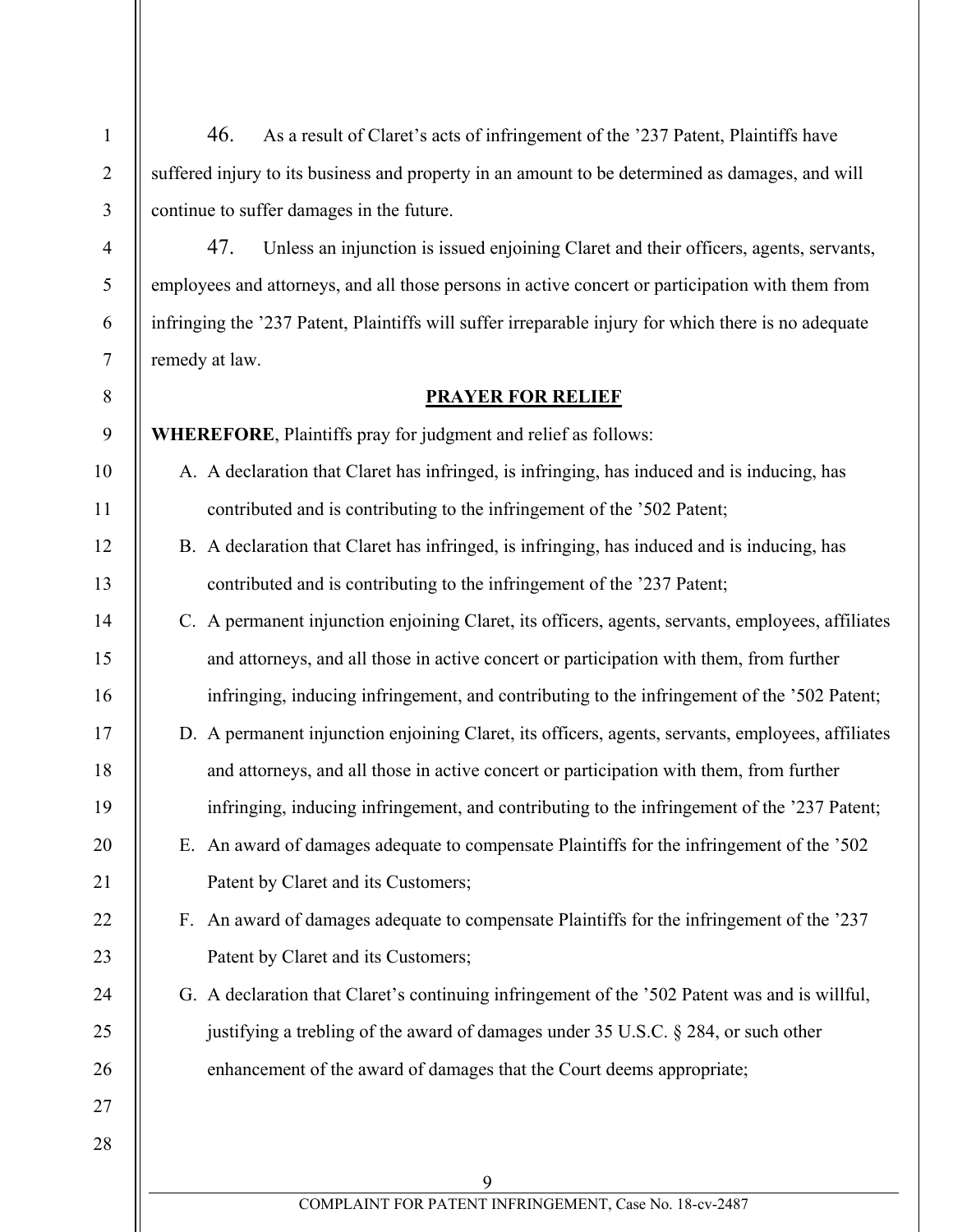46. As a result of Claret's acts of infringement of the '237 Patent, Plaintiffs have suffered injury to its business and property in an amount to be determined as damages, and will continue to suffer damages in the future.

47. Unless an injunction is issued enjoining Claret and their officers, agents, servants, employees and attorneys, and all those persons in active concert or participation with them from infringing the '237 Patent, Plaintiffs will suffer irreparable injury for which there is no adequate remedy at law.

## PRAYER FOR RELIEF

**WHEREFORE**, Plaintiffs pray for judgment and relief as follows:

A. A declaration that Claret has infringed, is infringing, has induced and is inducing, has contributed and is contributing to the infringement of the '502 Patent;

B. A declaration that Claret has infringed, is infringing, has induced and is inducing, has contributed and is contributing to the infringement of the '237 Patent;

C. A permanent injunction enjoining Claret, its officers, agents, servants, employees, affiliates and attorneys, and all those in active concert or participation with them, from further infringing, inducing infringement, and contributing to the infringement of the '502 Patent;

D. A permanent injunction enjoining Claret, its officers, agents, servants, employees, affiliates and attorneys, and all those in active concert or participation with them, from further infringing, inducing infringement, and contributing to the infringement of the '237 Patent;

E. An award of damages adequate to compensate Plaintiffs for the infringement of the '502 Patent by Claret and its Customers;

F. An award of damages adequate to compensate Plaintiffs for the infringement of the '237 Patent by Claret and its Customers;

G. A declaration that Claret's continuing infringement of the '502 Patent was and is willful, justifying a trebling of the award of damages under 35 U.S.C. § 284, or such other enhancement of the award of damages that the Court deems appropriate;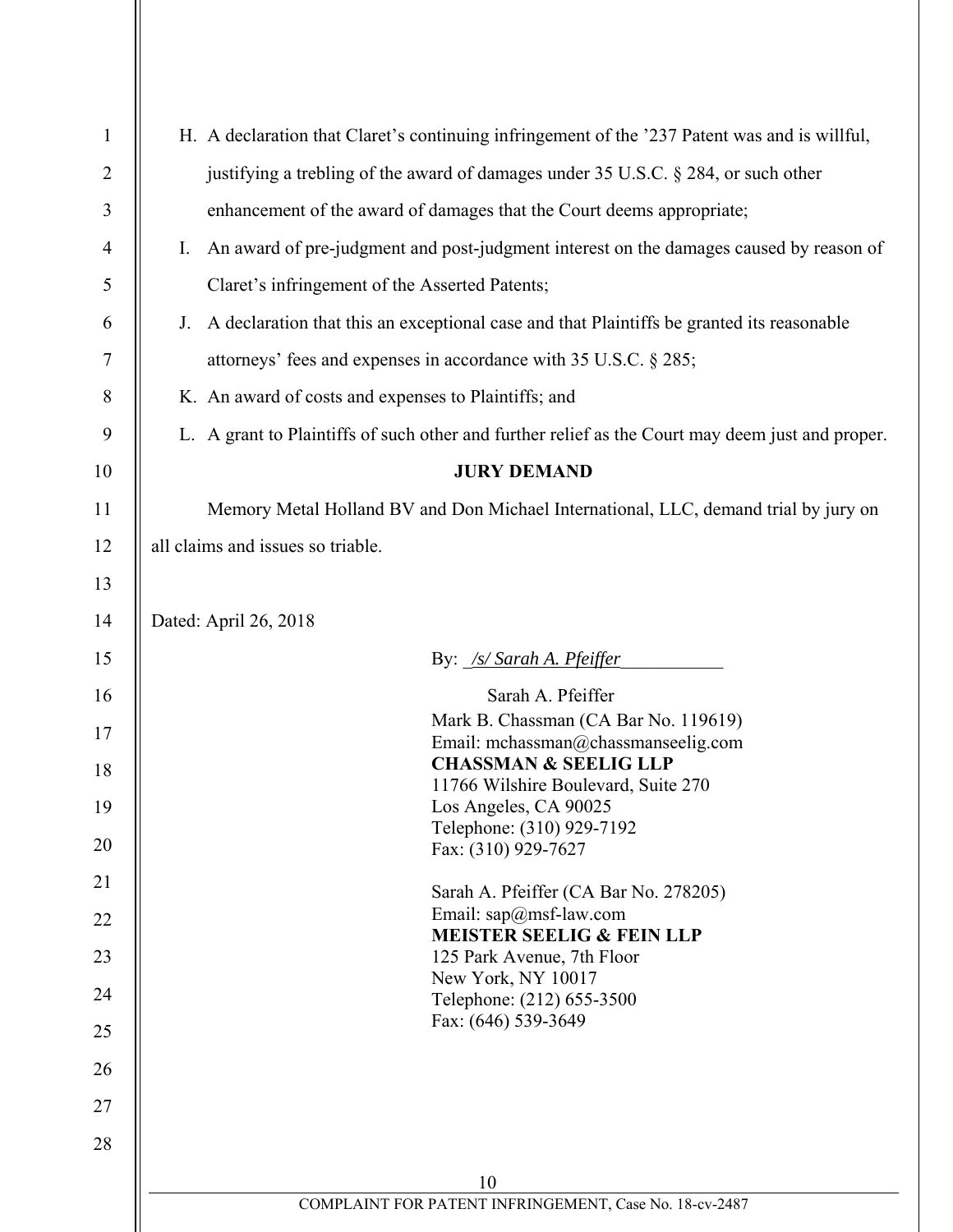H. A declaration that Claret's continuing infringement of the '237 Patent was and is willful, justifying a trebling of the award of damages under 35 U.S.C. § 284, or such other enhancement of the award of damages that the Court deems appropriate;

I. An award of pre-judgment and post-judgment interest on the damages caused by reason of Claret's infringement of the Asserted Patents;

J. A declaration that this an exceptional case and that Plaintiffs be granted its reasonable attorneys' fees and expenses in accordance with 35 U.S.C. § 285;

K. An award of costs and expenses to Plaintiffs; and

L. A grant to Plaintiffs of such other and further relief as the Court may deem just and proper.

**JURY DEMAND**

Memory Metal Holland BV and Don Michael International, LLC, demand trial by jury on all claims and issues so triable.

Dated: April 26, 2018

By: _/s/ Sarah A. Pfeiffer_

Sarah A. Pfeiffer

Mark B. Chassman (CA Bar No. 119619)
Email: mchassman@chassmanseelig.com
**CHASSMAN & SEELIG LLP**
11766 Wilshire Boulevard, Suite 270
Los Angeles, CA 90025
Telephone: (310) 929-7192
Fax: (310) 929-7627

Sarah A. Pfeiffer (CA Bar No. 278205)
Email: sap@msf-law.com
**MEISTER SEELIG & FEIN LLP**
125 Park Avenue, 7th Floor
New York, NY 10017
Telephone: (212) 655-3500
Fax: (646) 539-3649